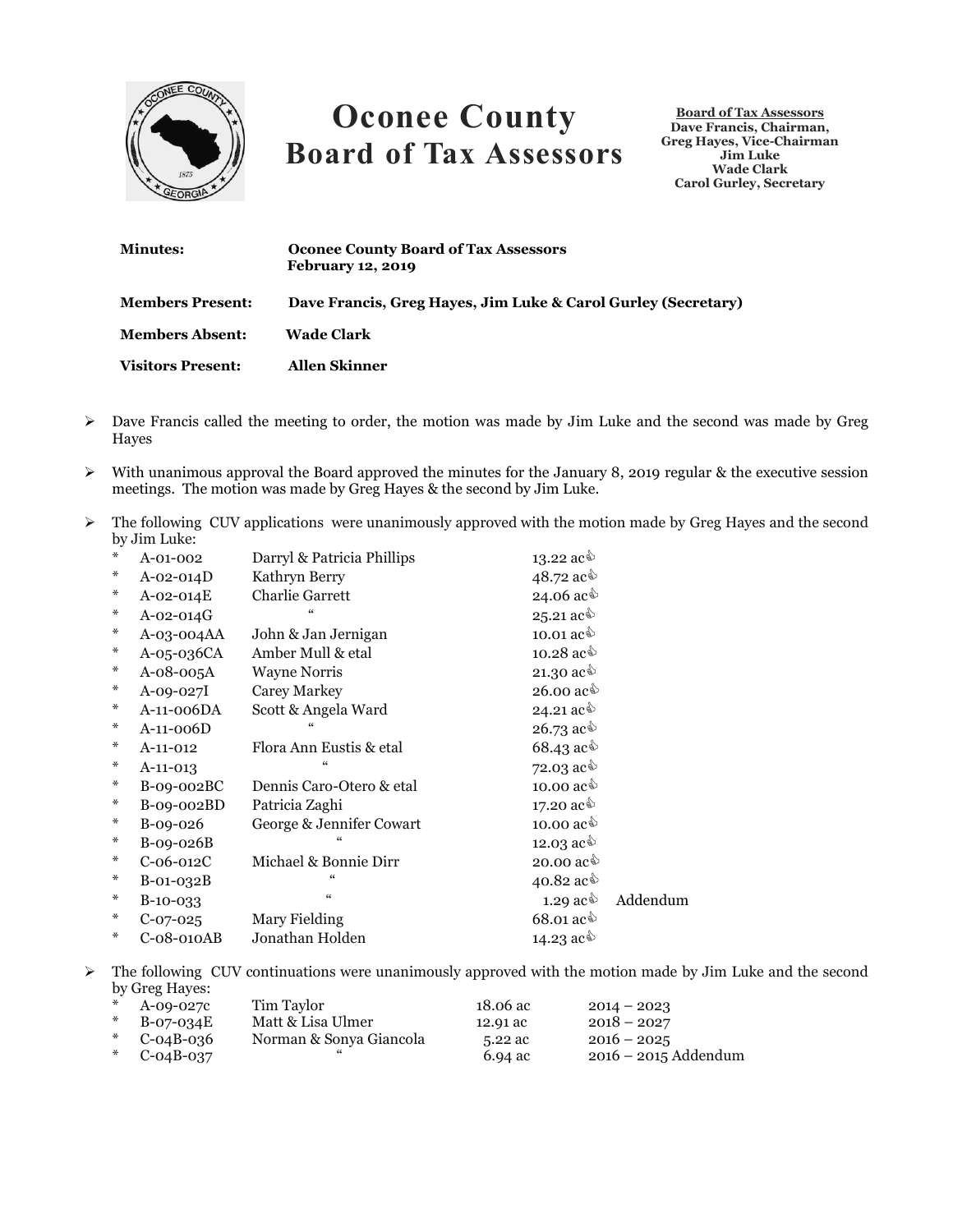# Oconee County Board of Tax Assessors

**Board of Tax Assessors**
**Dave Francis, Chairman,**
**Greg Hayes, Vice-Chairman**
**Jim Luke**
**Wade Clark**
**Carol Gurley, Secretary**

| | |
|---|---|
| **Minutes:** | **Oconee County Board of Tax Assessors February 12, 2019** |
| **Members Present:** | **Dave Francis, Greg Hayes, Jim Luke & Carol Gurley (Secretary)** |
| **Members Absent:** | **Wade Clark** |
| **Visitors Present:** | **Allen Skinner** |

- Dave Francis called the meeting to order, the motion was made by Jim Luke and the second was made by Greg Hayes

- With unanimous approval the Board approved the minutes for the January 8, 2019 regular & the executive session meetings. The motion was made by Greg Hayes & the second by Jim Luke.

- The following CUV applications were unanimously approved with the motion made by Greg Hayes and the second by Jim Luke:

| | | | | |
|---|---|---|---|---|
| * | A-01-002 | Darryl & Patricia Phillips | 13.22 ac👍 | |
| * | A-02-014D | Kathryn Berry | 48.72 ac👍 | |
| * | A-02-014E | Charlie Garrett | 24.06 ac👍 | |
| * | A-02-014G | " | 25.21 ac👍 | |
| * | A-03-004AA | John & Jan Jernigan | 10.01 ac👍 | |
| * | A-05-036CA | Amber Mull & etal | 10.28 ac👍 | |
| * | A-08-005A | Wayne Norris | 21.30 ac👍 | |
| * | A-09-027I | Carey Markey | 26.00 ac👍 | |
| * | A-11-006DA | Scott & Angela Ward | 24.21 ac👍 | |
| * | A-11-006D | " | 26.73 ac👍 | |
| * | A-11-012 | Flora Ann Eustis & etal | 68.43 ac👍 | |
| * | A-11-013 | " | 72.03 ac👍 | |
| * | B-09-002BC | Dennis Caro-Otero & etal | 10.00 ac👍 | |
| * | B-09-002BD | Patricia Zaghi | 17.20 ac👍 | |
| * | B-09-026 | George & Jennifer Cowart | 10.00 ac👍 | |
| * | B-09-026B | " | 12.03 ac👍 | |
| * | C-06-012C | Michael & Bonnie Dirr | 20.00 ac👍 | |
| * | B-01-032B | " | 40.82 ac👍 | |
| * | B-10-033 | " | 1.29 ac👍 | Addendum |
| * | C-07-025 | Mary Fielding | 68.01 ac👍 | |
| * | C-08-010AB | Jonathan Holden | 14.23 ac👍 | |

- The following CUV continuations were unanimously approved with the motion made by Jim Luke and the second by Greg Hayes:

| | | | | |
|---|---|---|---|---|
| * | A-09-027c | Tim Taylor | 18.06 ac | 2014 – 2023 |
| * | B-07-034E | Matt & Lisa Ulmer | 12.91 ac | 2018 – 2027 |
| * | C-04B-036 | Norman & Sonya Giancola | 5.22 ac | 2016 – 2025 |
| * | C-04B-037 | " | 6.94 ac | 2016 – 2015 Addendum |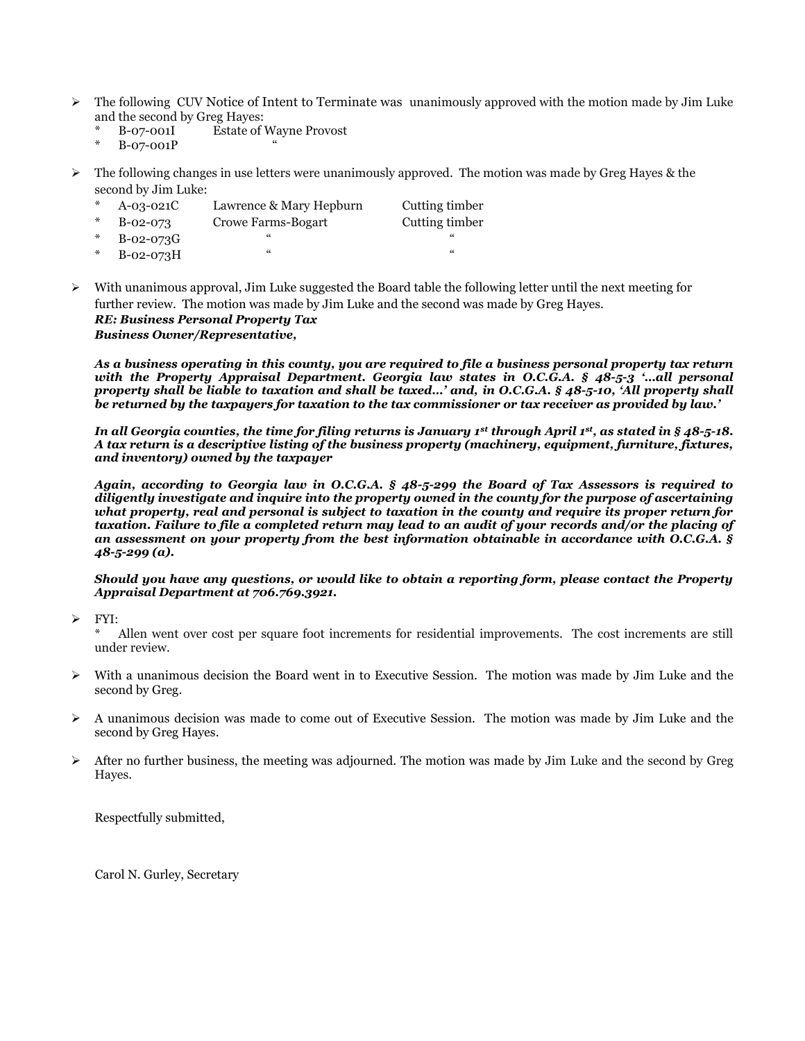- The following CUV Notice of Intent to Terminate was unanimously approved with the motion made by Jim Luke and the second by Greg Hayes:
  - * B-07-001I Estate of Wayne Provost
  - * B-07-001P "

- The following changes in use letters were unanimously approved. The motion was made by Greg Hayes & the second by Jim Luke:

| | | |
|---|---|---|
| * A-03-021C | Lawrence & Mary Hepburn | Cutting timber |
| * B-02-073 | Crowe Farms-Bogart | Cutting timber |
| * B-02-073G | " | " |
| * B-02-073H | " | " |

- With unanimous approval, Jim Luke suggested the Board table the following letter until the next meeting for further review. The motion was made by Jim Luke and the second was made by Greg Hayes.

***RE: Business Personal Property Tax***
***Business Owner/Representative,***

***As a business operating in this county, you are required to file a business personal property tax return with the Property Appraisal Department. Georgia law states in O.C.G.A. § 48-5-3 '…all personal property shall be liable to taxation and shall be taxed…' and, in O.C.G.A. § 48-5-10, 'All property shall be returned by the taxpayers for taxation to the tax commissioner or tax receiver as provided by law.'***

***In all Georgia counties, the time for filing returns is January 1st through April 1st, as stated in § 48-5-18. A tax return is a descriptive listing of the business property (machinery, equipment, furniture, fixtures, and inventory) owned by the taxpayer***

***Again, according to Georgia law in O.C.G.A. § 48-5-299 the Board of Tax Assessors is required to diligently investigate and inquire into the property owned in the county for the purpose of ascertaining what property, real and personal is subject to taxation in the county and require its proper return for taxation. Failure to file a completed return may lead to an audit of your records and/or the placing of an assessment on your property from the best information obtainable in accordance with O.C.G.A. § 48-5-299 (a).***

***Should you have any questions, or would like to obtain a reporting form, please contact the Property Appraisal Department at 706.769.3921.***

- FYI:
  - * Allen went over cost per square foot increments for residential improvements. The cost increments are still under review.

- With a unanimous decision the Board went in to Executive Session. The motion was made by Jim Luke and the second by Greg.

- A unanimous decision was made to come out of Executive Session. The motion was made by Jim Luke and the second by Greg Hayes.

- After no further business, the meeting was adjourned. The motion was made by Jim Luke and the second by Greg Hayes.

Respectfully submitted,

Carol N. Gurley, Secretary